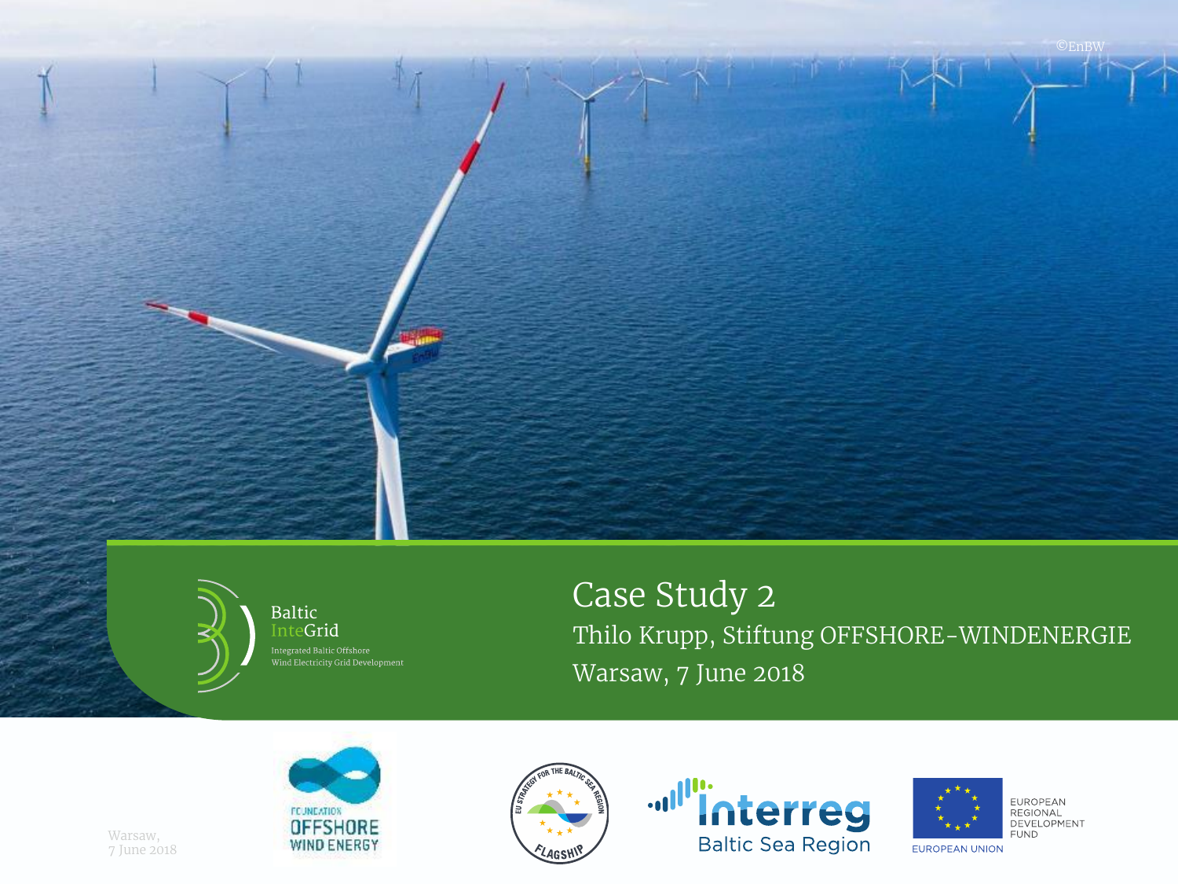# Case Study 2

Thilo Krupp, Stiftung OFFSHORE-WINDENERGIE

Warsaw, 7 June 2018

Baltic InteGrid

Integrated Baltic Offshore Wind Electricity Grid Development

©EnBW

Warsaw, 7 June 2018

FOUNDATION OFFSHORE WIND ENERGY

EU STRATEGY FOR THE BALTIC SEA REGION FLAGSHIP

Interreg Baltic Sea Region

EUROPEAN UNION

EUROPEAN REGIONAL DEVELOPMENT FUND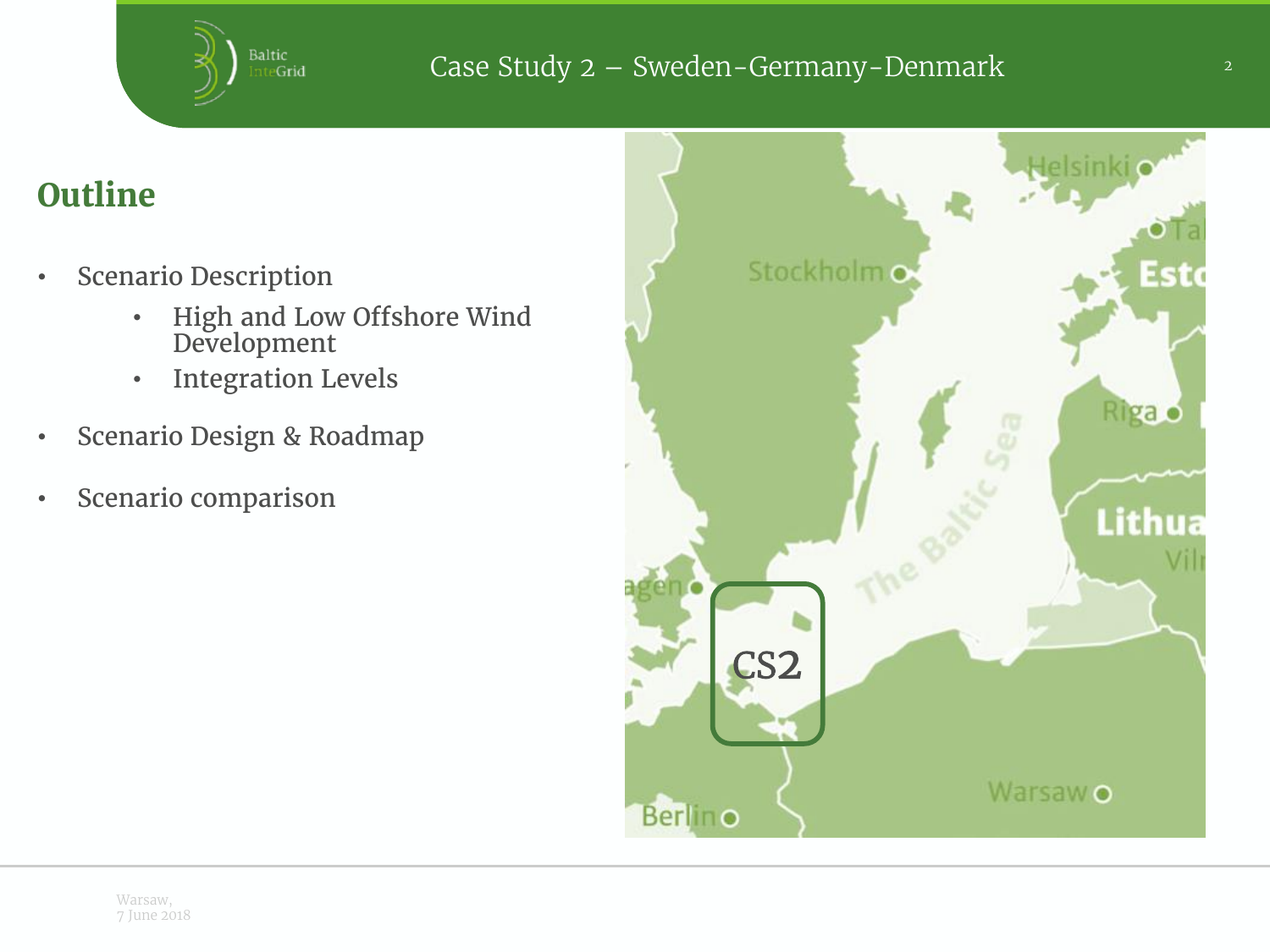# Case Study 2 – Sweden-Germany-Denmark

## Outline

- Scenario Description
  - High and Low Offshore Wind Development
  - Integration Levels
- Scenario Design & Roadmap
- Scenario comparison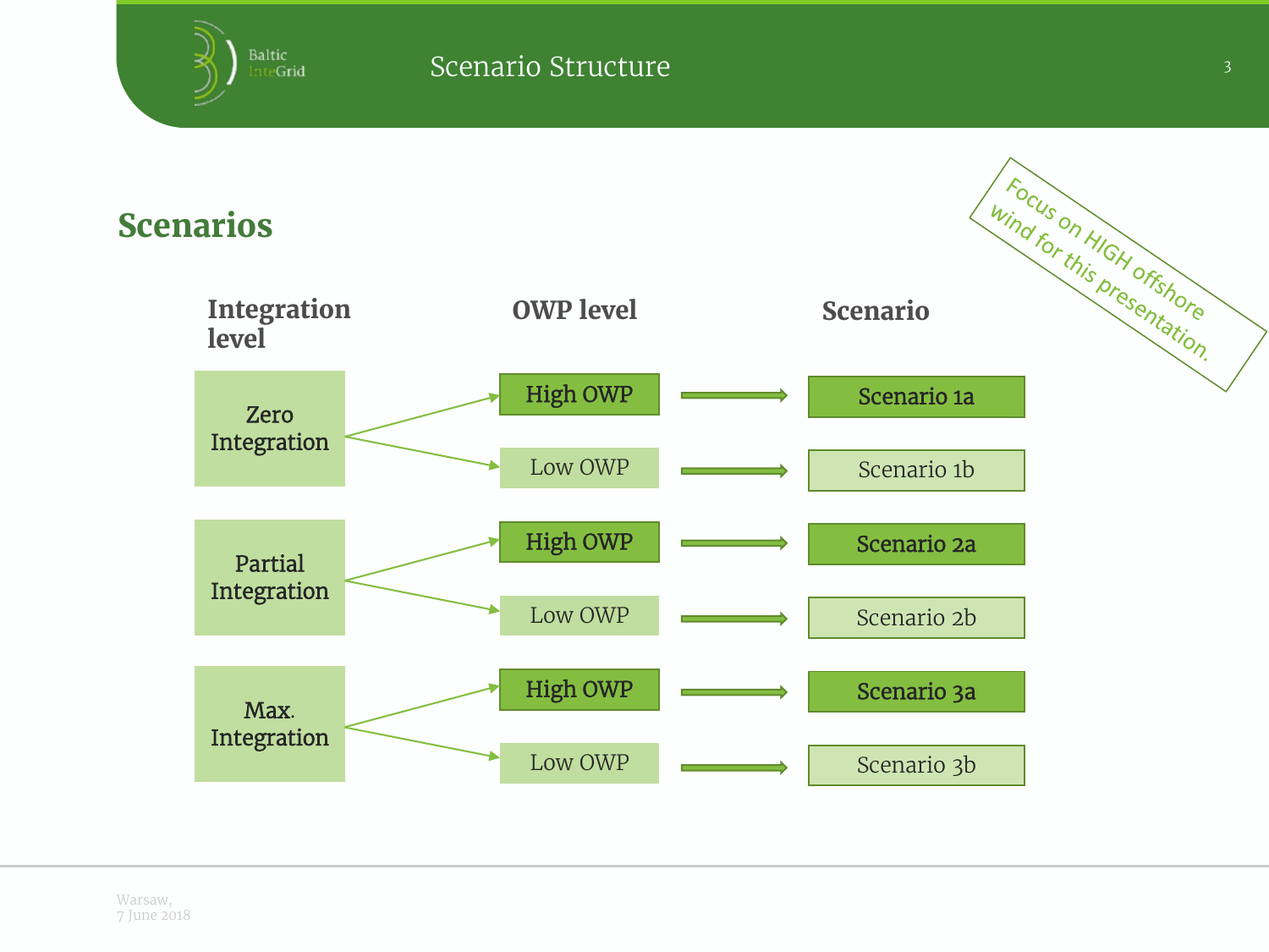# Scenario Structure

## Scenarios

Focus on HIGH offshore wind for this presentation.

| Integration level | OWP level | Scenario |
| --- | --- | --- |
| Zero Integration | High OWP | **Scenario 1a** |
| | Low OWP | Scenario 1b |
| Partial Integration | High OWP | **Scenario 2a** |
| | Low OWP | Scenario 2b |
| Max. Integration | High OWP | **Scenario 3a** |
| | Low OWP | Scenario 3b |

Warsaw,
7 June 2018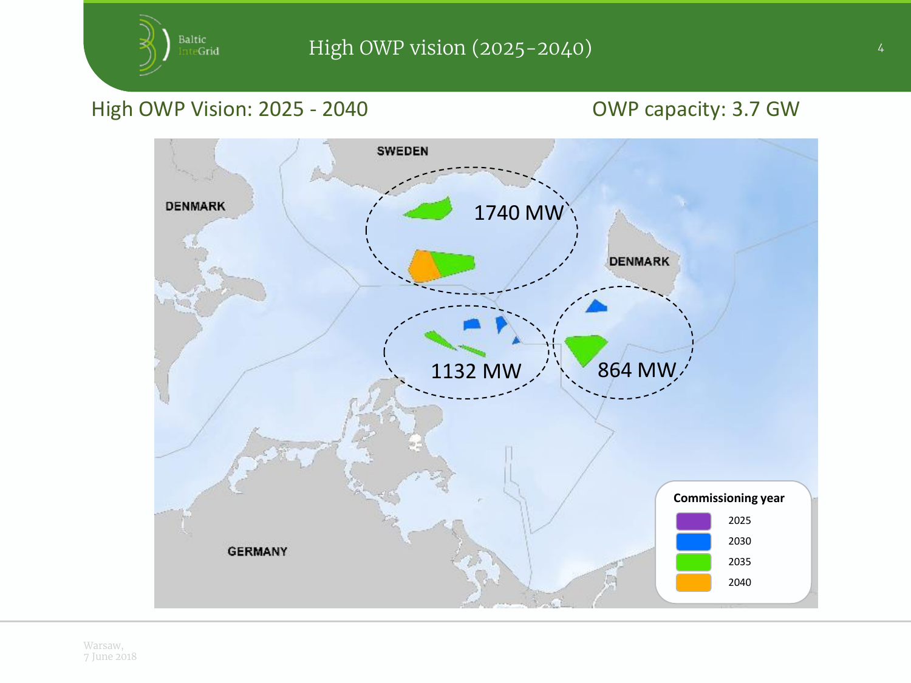# High OWP vision (2025-2040)

## High OWP Vision: 2025 - 2040

OWP capacity: 3.7 GW

SWEDEN

DENMARK

DENMARK

GERMANY

1740 MW

1132 MW

864 MW

**Commissioning year**

- 2025
- 2030
- 2035
- 2040

Warsaw,
7 June 2018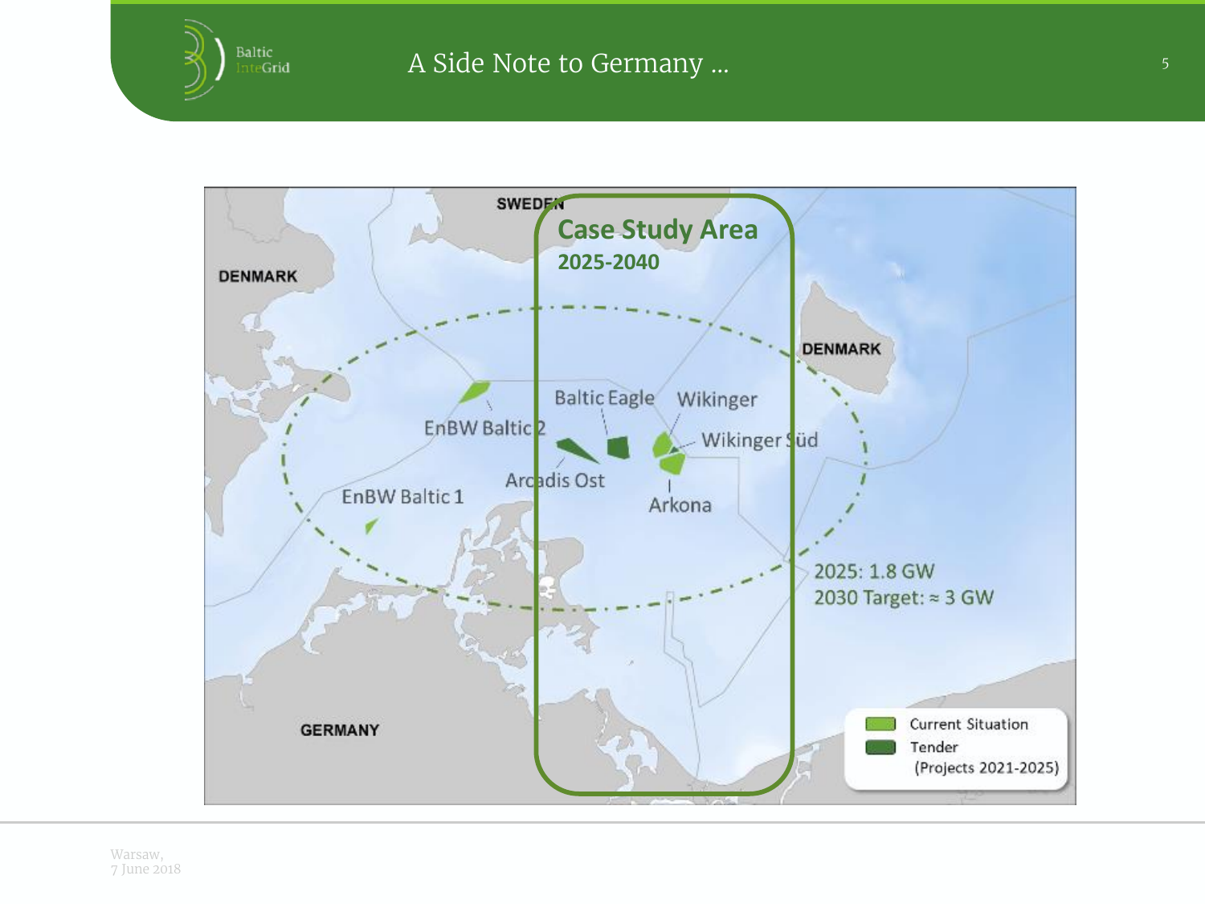# A Side Note to Germany ...

SWEDEN

**Case Study Area**
**2025-2040**

DENMARK

DENMARK

Baltic Eagle

Wikinger

EnBW Baltic 2

Wikinger Süd

Arcadis Ost

Arkona

EnBW Baltic 1

2025: 1.8 GW
2030 Target: ≈ 3 GW

GERMANY

Current Situation
Tender
(Projects 2021-2025)

Warsaw,
7 June 2018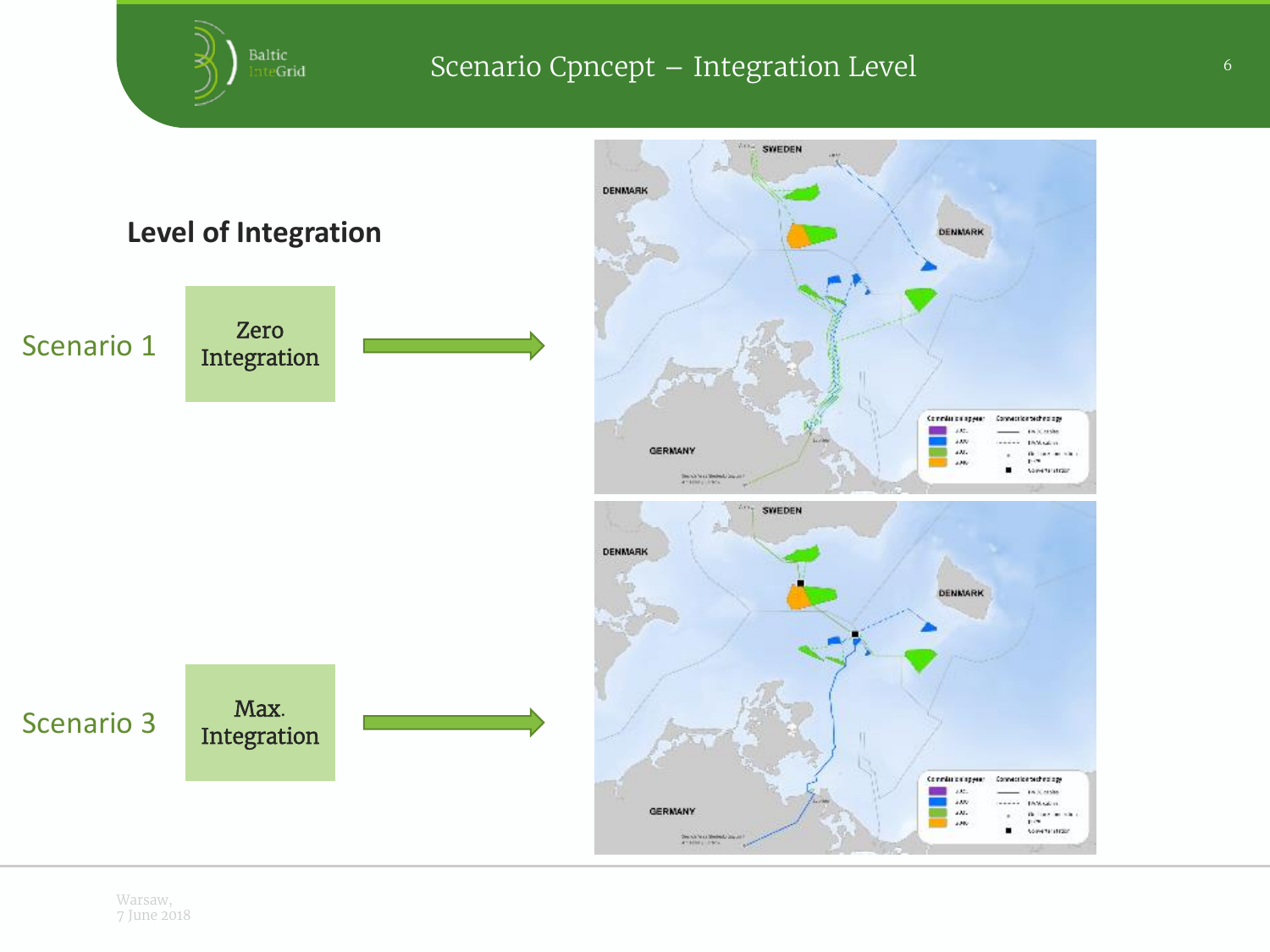# Scenario Cpncept – Integration Level

## Level of Integration

Scenario 1 — Zero Integration

Scenario 3 — Max. Integration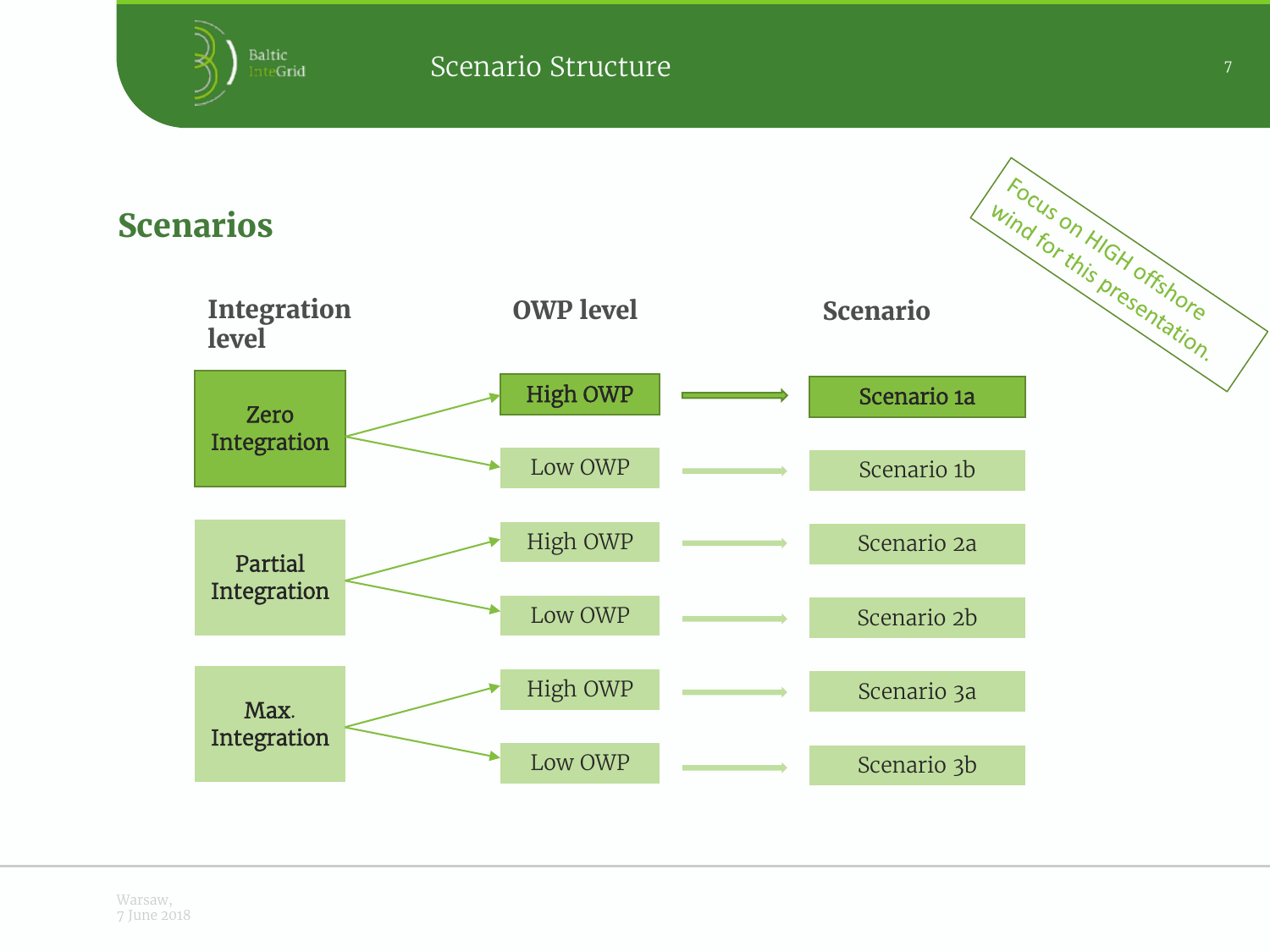# Scenario Structure

## Scenarios

*Focus on HIGH offshore wind for this presentation.*

| Integration level | OWP level | Scenario |
|---|---|---|
| Zero Integration | **High OWP** | **Scenario 1a** |
| | Low OWP | Scenario 1b |
| Partial Integration | High OWP | Scenario 2a |
| | Low OWP | Scenario 2b |
| Max. Integration | High OWP | Scenario 3a |
| | Low OWP | Scenario 3b |

Warsaw,
7 June 2018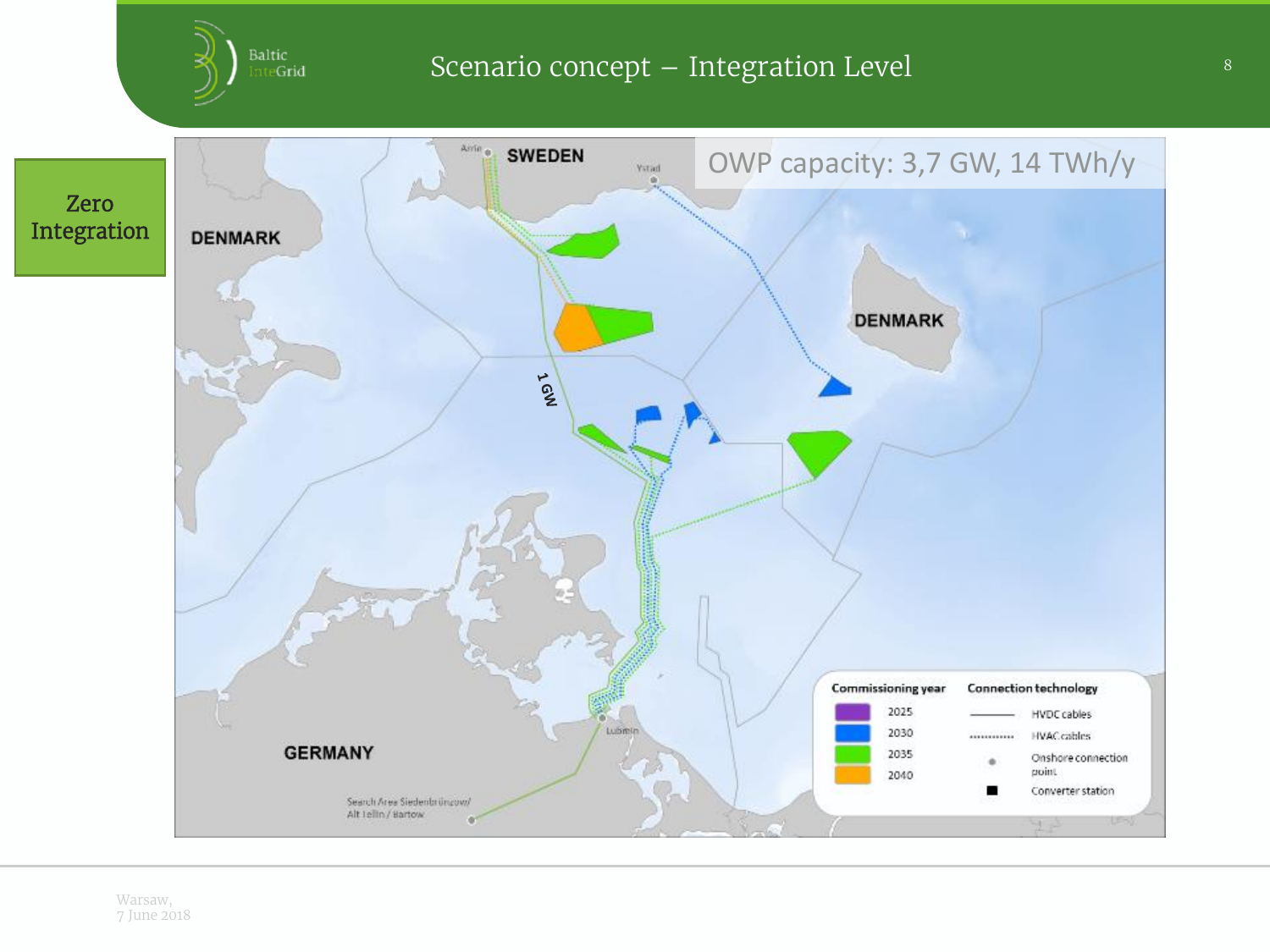# Scenario concept – Integration Level

**Zero Integration**

OWP capacity: 3,7 GW, 14 TWh/y

SWEDEN

DENMARK

DENMARK

GERMANY

Arrie

Ystad

Lubmin

1 GW

Search Area Siedenbrünzow/ Alt Tellin / Bartow

| Commissioning year | |
|---|---|
| Purple | 2025 |
| Blue | 2030 |
| Green | 2035 |
| Orange | 2040 |

| Connection technology | |
|---|---|
| ——— | HVDC cables |
| ········ | HVAC cables |
| ● | Onshore connection point |
| ■ | Converter station |

Warsaw,
7 June 2018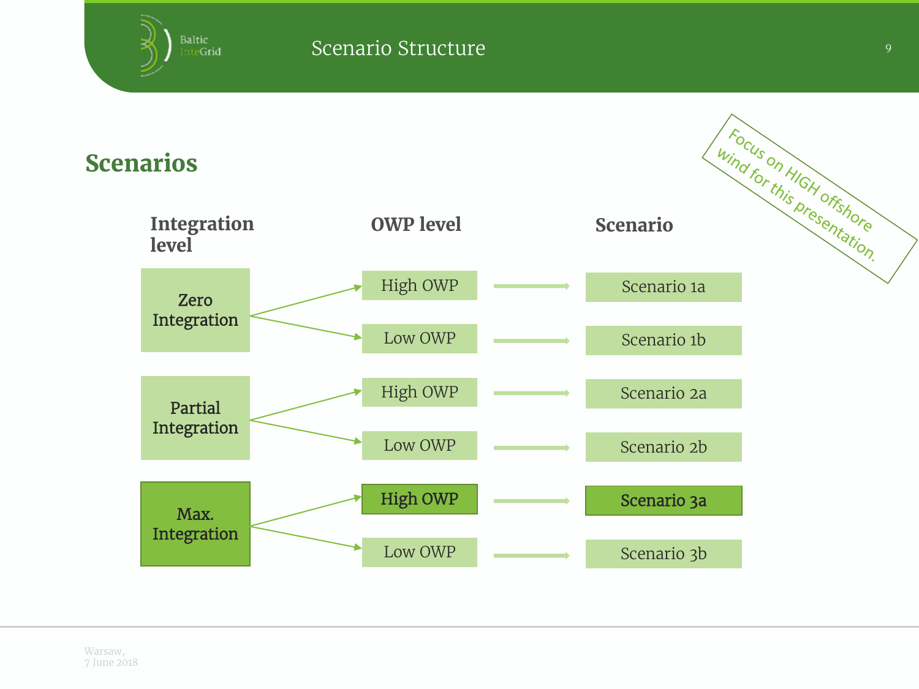# Scenario Structure

## Scenarios

| Integration level | OWP level | Scenario |
| --- | --- | --- |
| Zero Integration | High OWP | Scenario 1a |
| | Low OWP | Scenario 1b |
| Partial Integration | High OWP | Scenario 2a |
| | Low OWP | Scenario 2b |
| **Max. Integration** | **High OWP** | **Scenario 3a** |
| | Low OWP | Scenario 3b |

Focus on HIGH offshore wind for this presentation.

Warsaw,
7 June 2018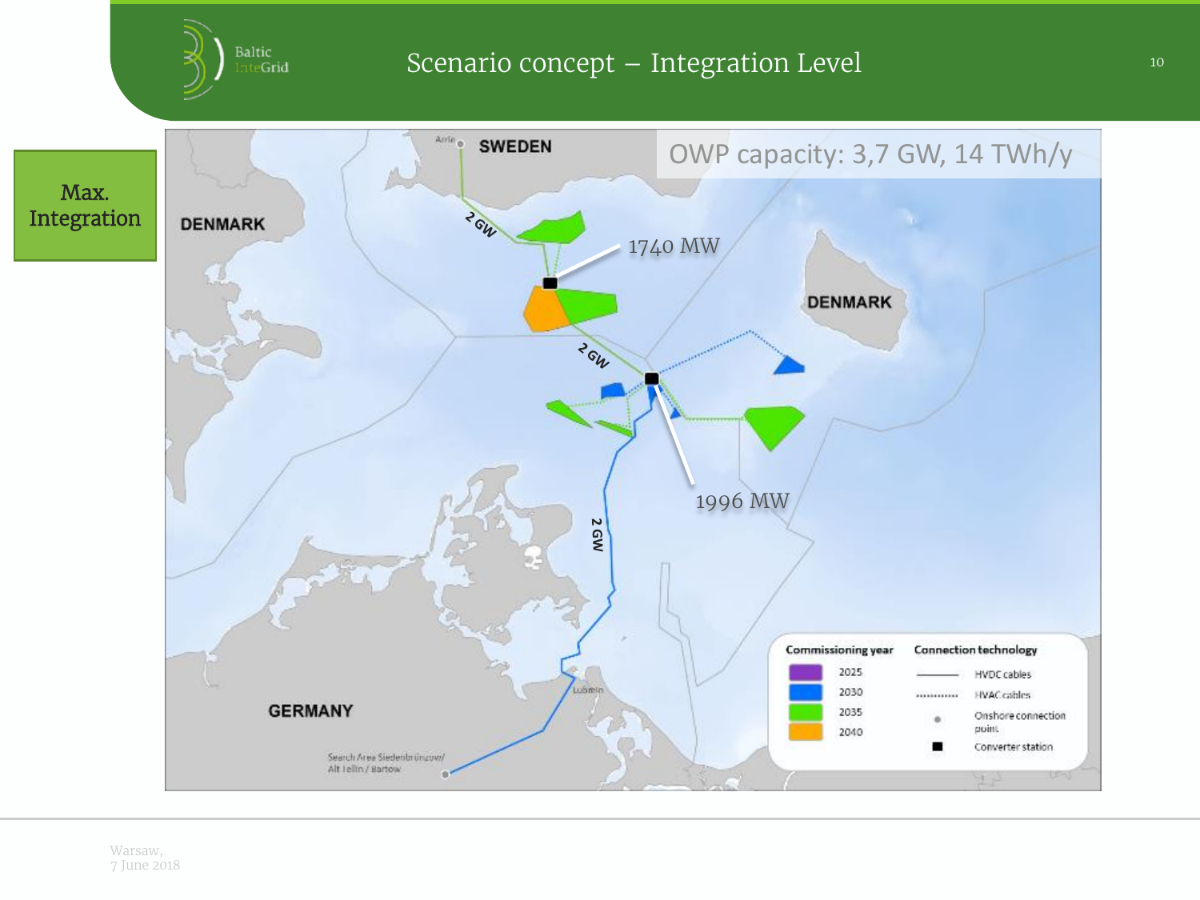# Scenario concept – Integration Level

**Max. Integration**

OWP capacity: 3,7 GW, 14 TWh/y

SWEDEN

DENMARK

DENMARK

GERMANY

2 GW

2 GW

2 GW

1740 MW

1996 MW

Arrie

Lubmin

Search Area Siedenbrünzow/ Alt Tellin / Bartow

| Commissioning year | |
|---|---|
| 2025 | |
| 2030 | |
| 2035 | |
| 2040 | |

| Connection technology |
|---|
| HVDC cables |
| HVAC cables |
| Onshore connection point |
| Converter station |

Warsaw,
7 June 2018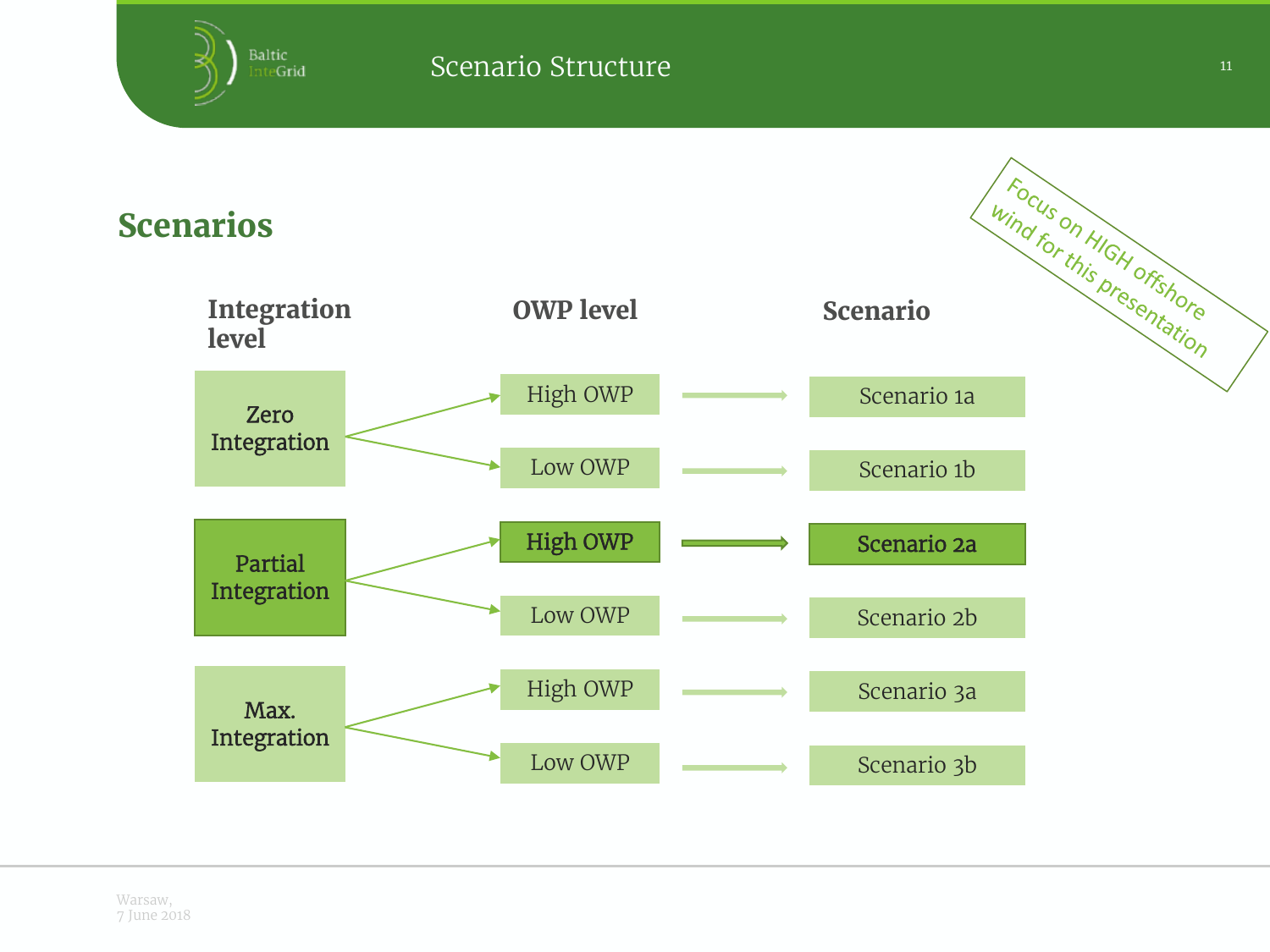## Scenarios

*Focus on HIGH offshore wind for this presentation*

| Integration level | OWP level | Scenario |
|---|---|---|
| Zero Integration | High OWP | Scenario 1a |
| | Low OWP | Scenario 1b |
| **Partial Integration** | **High OWP** | **Scenario 2a** |
| | Low OWP | Scenario 2b |
| Max. Integration | High OWP | Scenario 3a |
| | Low OWP | Scenario 3b |

Warsaw,
7 June 2018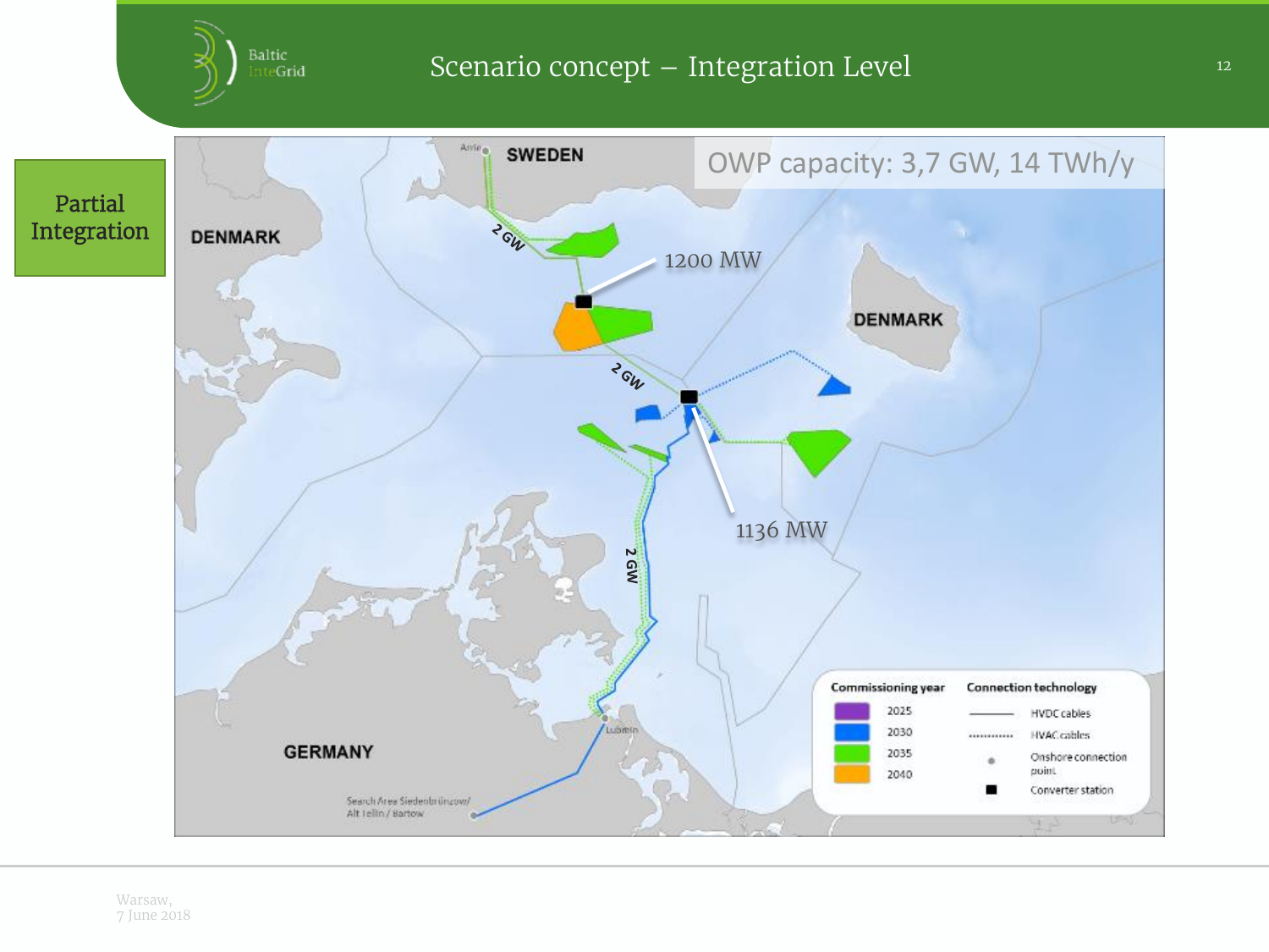# Scenario concept – Integration Level

Partial Integration

OWP capacity: 3,7 GW, 14 TWh/y

SWEDEN

DENMARK

DENMARK

GERMANY

2 GW

2 GW

2 GW

1200 MW

1136 MW

Lubmin

Search Area Siedenbrünzow/ Alt Tellin / Bartow

| Commissioning year | |
|---|---|
| 2025 | |
| 2030 | |
| 2035 | |
| 2040 | |

| Connection technology | |
|---|---|
| ——— | HVDC cables |
| ........ | HVAC cables |
| • | Onshore connection point |
| ■ | Converter station |

Warsaw,
7 June 2018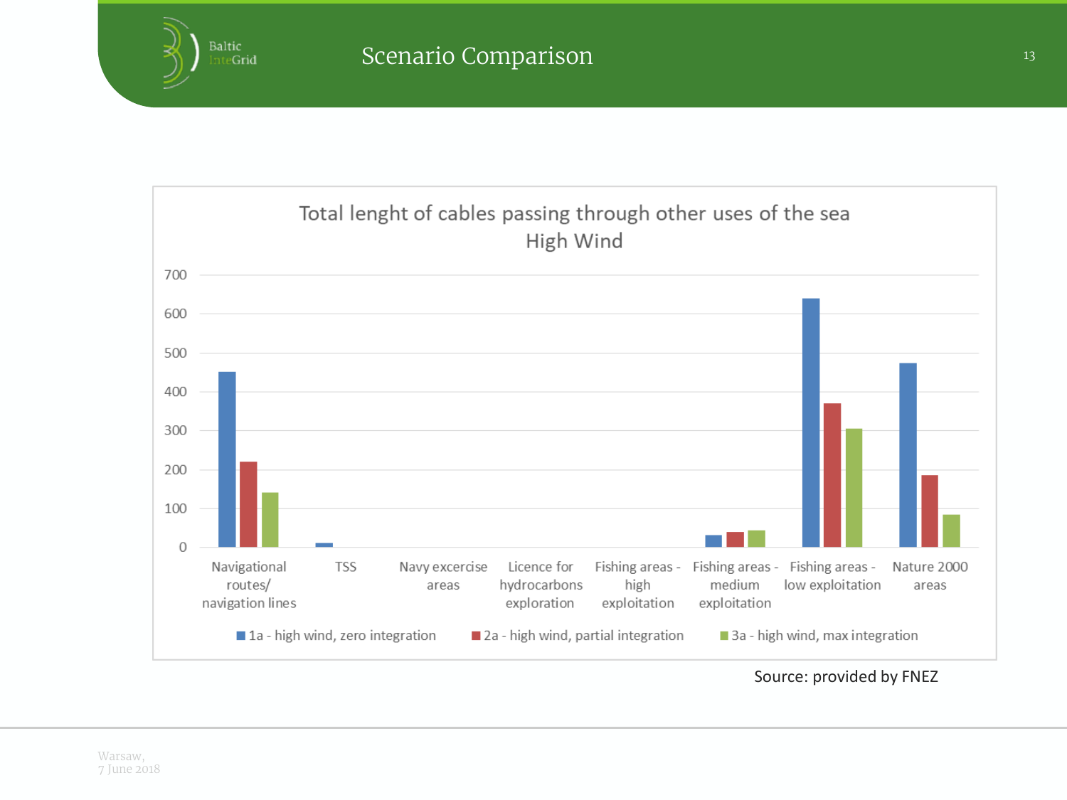# Scenario Comparison

**Total lenght of cables passing through other uses of the sea**
**High Wind**

| Category | 1a - high wind, zero integration | 2a - high wind, partial integration | 3a - high wind, max integration |
|---|---|---|---|
| Navigational routes/ navigation lines | 450 | 220 | 140 |
| TSS | 10 | | |
| Navy excercise areas | | | |
| Licence for hydrocarbons exploration | | | |
| Fishing areas - high exploitation | | | |
| Fishing areas - medium exploitation | 30 | 38 | 42 |
| Fishing areas - low exploitation | 640 | 370 | 305 |
| Nature 2000 areas | 473 | 185 | 83 |

Source: provided by FNEZ

Warsaw,
7 June 2018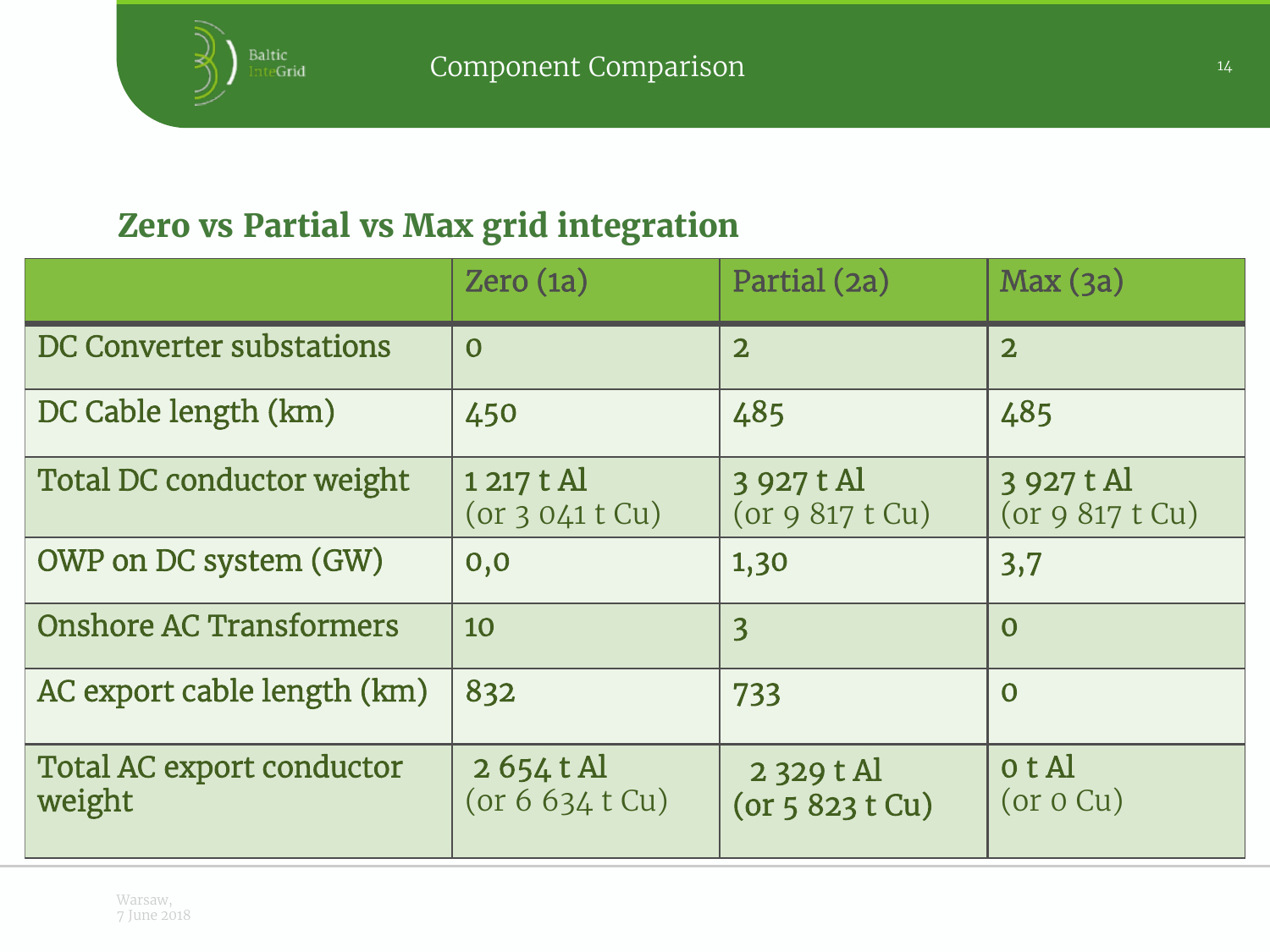# Component Comparison

## Zero vs Partial vs Max grid integration

| | Zero (1a) | Partial (2a) | Max (3a) |
|---|---|---|---|
| DC Converter substations | 0 | 2 | 2 |
| DC Cable length (km) | 450 | 485 | 485 |
| Total DC conductor weight | 1 217 t Al (or 3 041 t Cu) | 3 927 t Al (or 9 817 t Cu) | 3 927 t Al (or 9 817 t Cu) |
| OWP on DC system (GW) | 0,0 | 1,30 | 3,7 |
| Onshore AC Transformers | 10 | 3 | 0 |
| AC export cable length (km) | 832 | 733 | 0 |
| Total AC export conductor weight | 2 654 t Al (or 6 634 t Cu) | 2 329 t Al (or 5 823 t Cu) | 0 t Al (or 0 Cu) |

Warsaw,
7 June 2018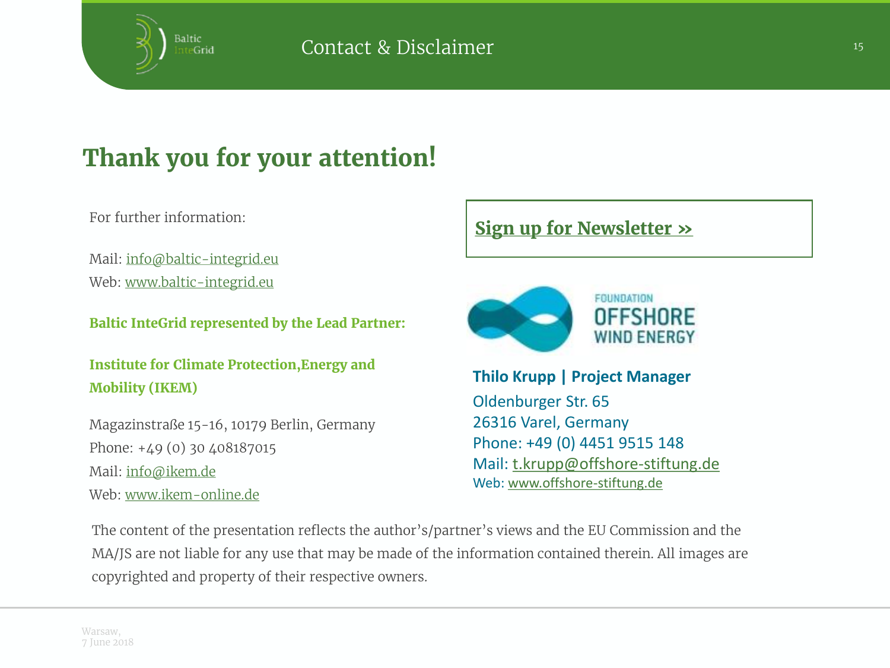# Contact & Disclaimer

## Thank you for your attention!

For further information:

Mail: info@baltic-integrid.eu
Web: www.baltic-integrid.eu

**Baltic InteGrid represented by the Lead Partner:**

**Institute for Climate Protection,Energy and Mobility (IKEM)**

Magazinstraße 15-16, 10179 Berlin, Germany
Phone: +49 (0) 30 408187015
Mail: info@ikem.de
Web: www.ikem-online.de

**Sign up for Newsletter »**

FOUNDATION OFFSHORE WIND ENERGY

**Thilo Krupp | Project Manager**
Oldenburger Str. 65
26316 Varel, Germany
Phone: +49 (0) 4451 9515 148
Mail: t.krupp@offshore-stiftung.de
Web: www.offshore-stiftung.de

The content of the presentation reflects the author's/partner's views and the EU Commission and the MA/JS are not liable for any use that may be made of the information contained therein. All images are copyrighted and property of their respective owners.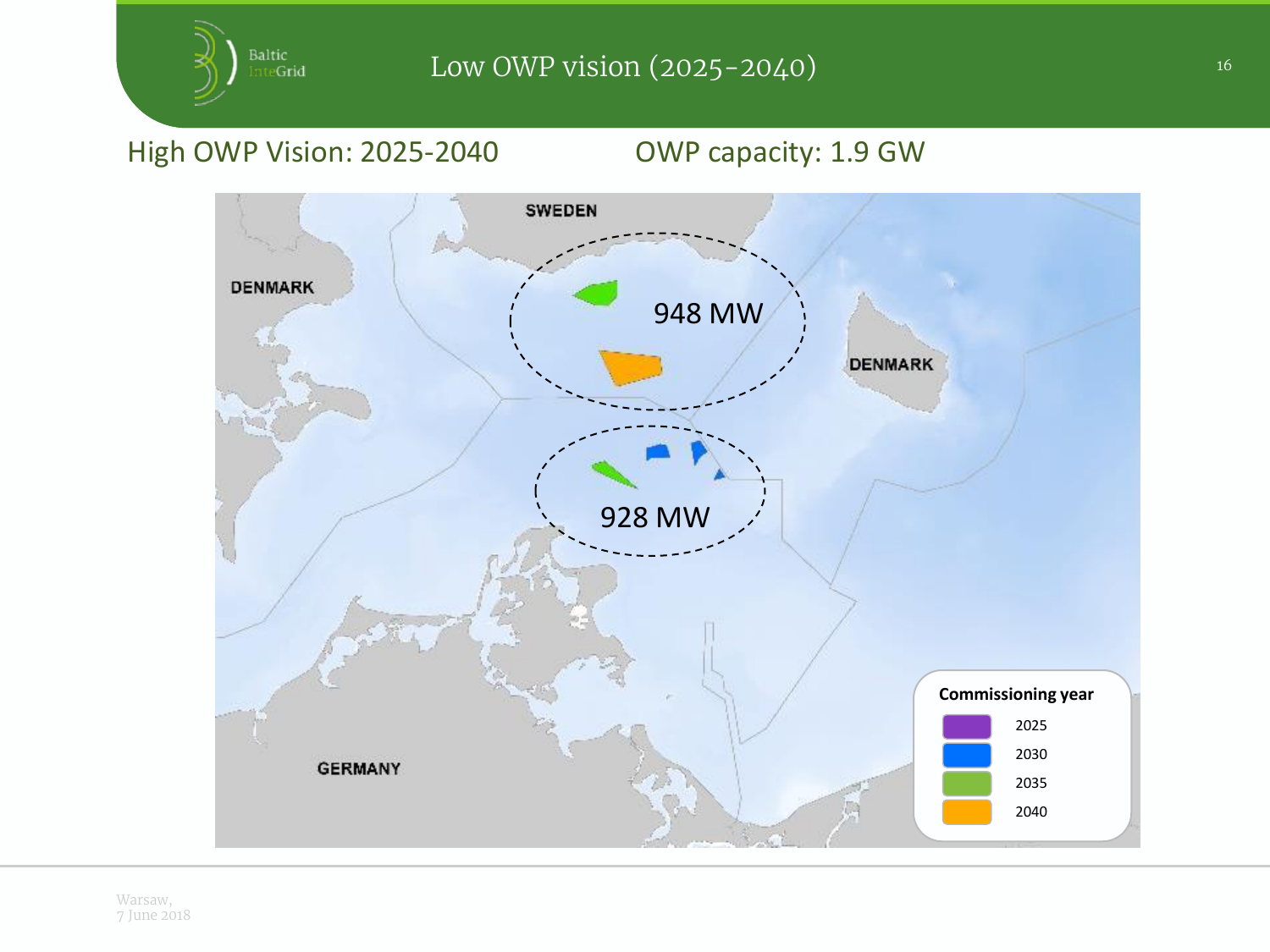# Low OWP vision (2025-2040)

High OWP Vision: 2025-2040

OWP capacity: 1.9 GW

SWEDEN

DENMARK

948 MW

DENMARK

928 MW

GERMANY

**Commissioning year**

- 2025
- 2030
- 2035
- 2040

Warsaw,
7 June 2018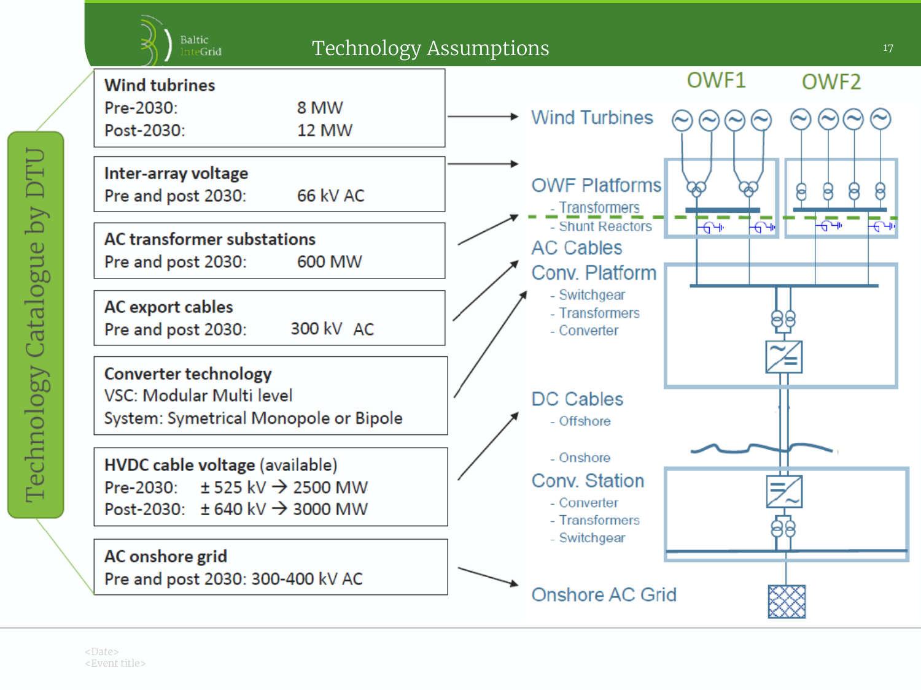# Technology Assumptions

Technology Catalogue by DTU

**Wind tubrines**
Pre-2030: 8 MW
Post-2030: 12 MW

**Inter-array voltage**
Pre and post 2030: 66 kV AC

**AC transformer substations**
Pre and post 2030: 600 MW

**AC export cables**
Pre and post 2030: 300 kV AC

**Converter technology**
VSC: Modular Multi level
System: Symetrical Monopole or Bipole

**HVDC cable voltage** (available)
Pre-2030: ± 525 kV → 2500 MW
Post-2030: ± 640 kV → 3000 MW

**AC onshore grid**
Pre and post 2030: 300-400 kV AC

OWF1 OWF2

Wind Turbines

OWF Platforms
- Transformers
- Shunt Reactors

AC Cables

Conv. Platform
- Switchgear
- Transformers
- Converter

DC Cables
- Offshore
- Onshore

Conv. Station
- Converter
- Transformers
- Switchgear

Onshore AC Grid

<Date>
<Event title>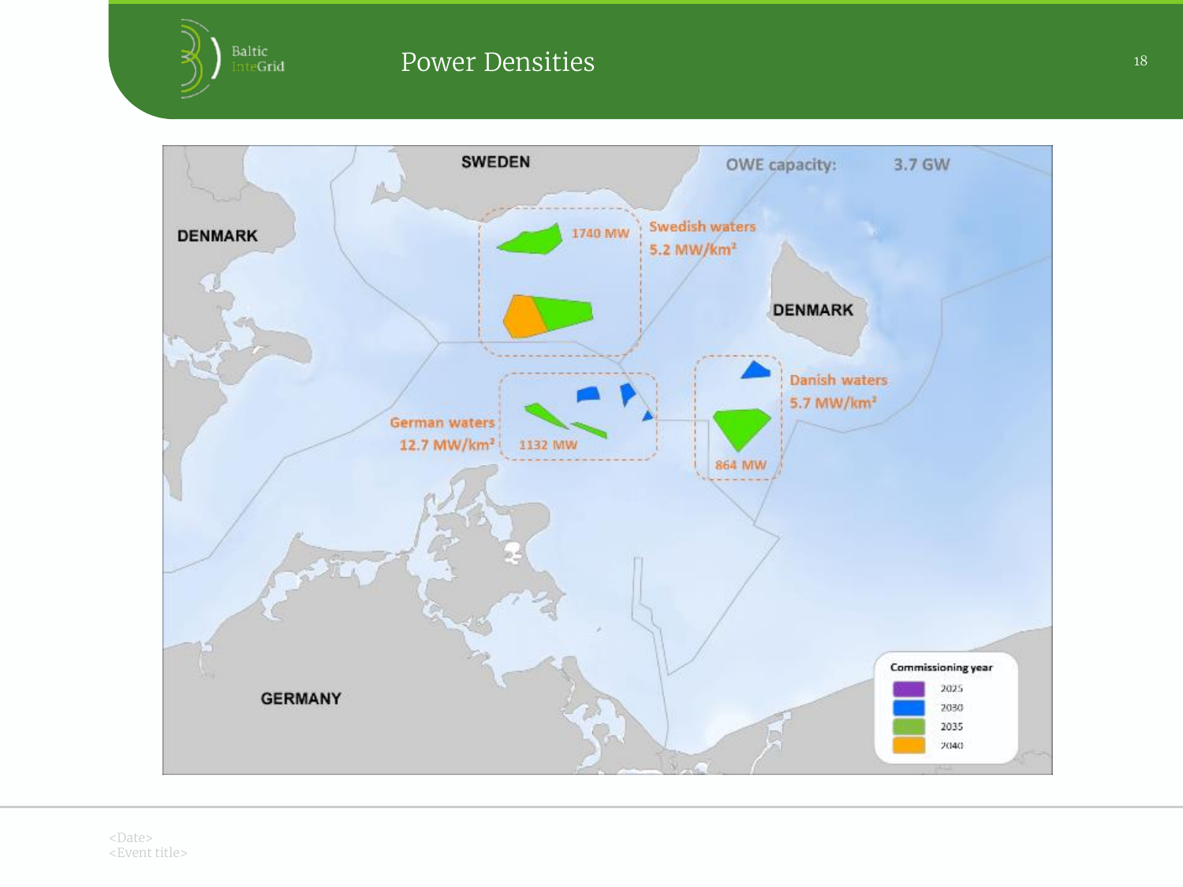# Power Densities

SWEDEN

OWE capacity: 3.7 GW

DENMARK

1740 MW

Swedish waters
5.2 MW/km²

DENMARK

Danish waters
5.7 MW/km²

German waters
12.7 MW/km²

1132 MW

864 MW

GERMANY

Commissioning year
2025
2030
2035
2040

<Date>
<Event title>